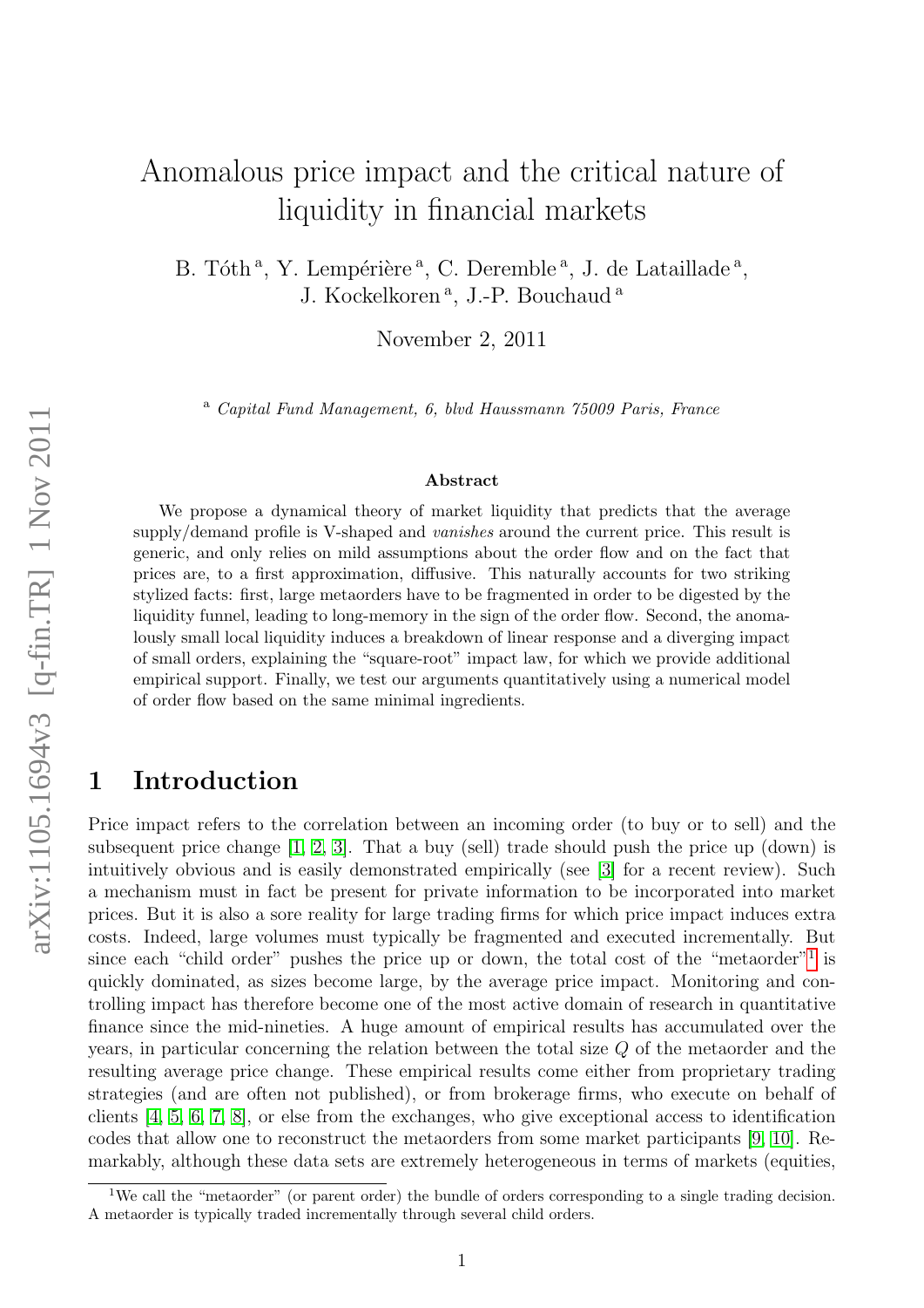# Anomalous price impact and the critical nature of liquidity in financial markets

B. Tóth [a], Y. Lempérière [a], C. Deremble [a], J. de Lataillade [a], J. Kockelkoren [a], J.-P. Bouchaud [a]

November 2, 2011

[a] *Capital Fund Management, 6, blvd Haussmann 75009 Paris, France*

### Abstract

We propose a dynamical theory of market liquidity that predicts that the average supply/demand profile is V-shaped and *vanishes* around the current price. This result is generic, and only relies on mild assumptions about the order flow and on the fact that prices are, to a first approximation, diffusive. This naturally accounts for two striking stylized facts: first, large metaorders have to be fragmented in order to be digested by the liquidity funnel, leading to long-memory in the sign of the order flow. Second, the anomalously small local liquidity induces a breakdown of linear response and a diverging impact of small orders, explaining the "square-root" impact law, for which we provide additional empirical support. Finally, we test our arguments quantitatively using a numerical model of order flow based on the same minimal ingredients.

## 1 Introduction

Price impact refers to the correlation between an incoming order (to buy or to sell) and the subsequent price change [1, 2, 3]. That a buy (sell) trade should push the price up (down) is intuitively obvious and is easily demonstrated empirically (see [3] for a recent review). Such a mechanism must in fact be present for private information to be incorporated into market prices. But it is also a sore reality for large trading firms for which price impact induces extra costs. Indeed, large volumes must typically be fragmented and executed incrementally. But since each "child order" pushes the price up or down, the total cost of the "metaorder"[1] is quickly dominated, as sizes become large, by the average price impact. Monitoring and controlling impact has therefore become one of the most active domain of research in quantitative finance since the mid-nineties. A huge amount of empirical results has accumulated over the years, in particular concerning the relation between the total size $Q$ of the metaorder and the resulting average price change. These empirical results come either from proprietary trading strategies (and are often not published), or from brokerage firms, who execute on behalf of clients [4, 5, 6, 7, 8], or else from the exchanges, who give exceptional access to identification codes that allow one to reconstruct the metaorders from some market participants [9, 10]. Remarkably, although these data sets are extremely heterogeneous in terms of markets (equities,

[1] We call the "metaorder" (or parent order) the bundle of orders corresponding to a single trading decision. A metaorder is typically traded incrementally through several child orders.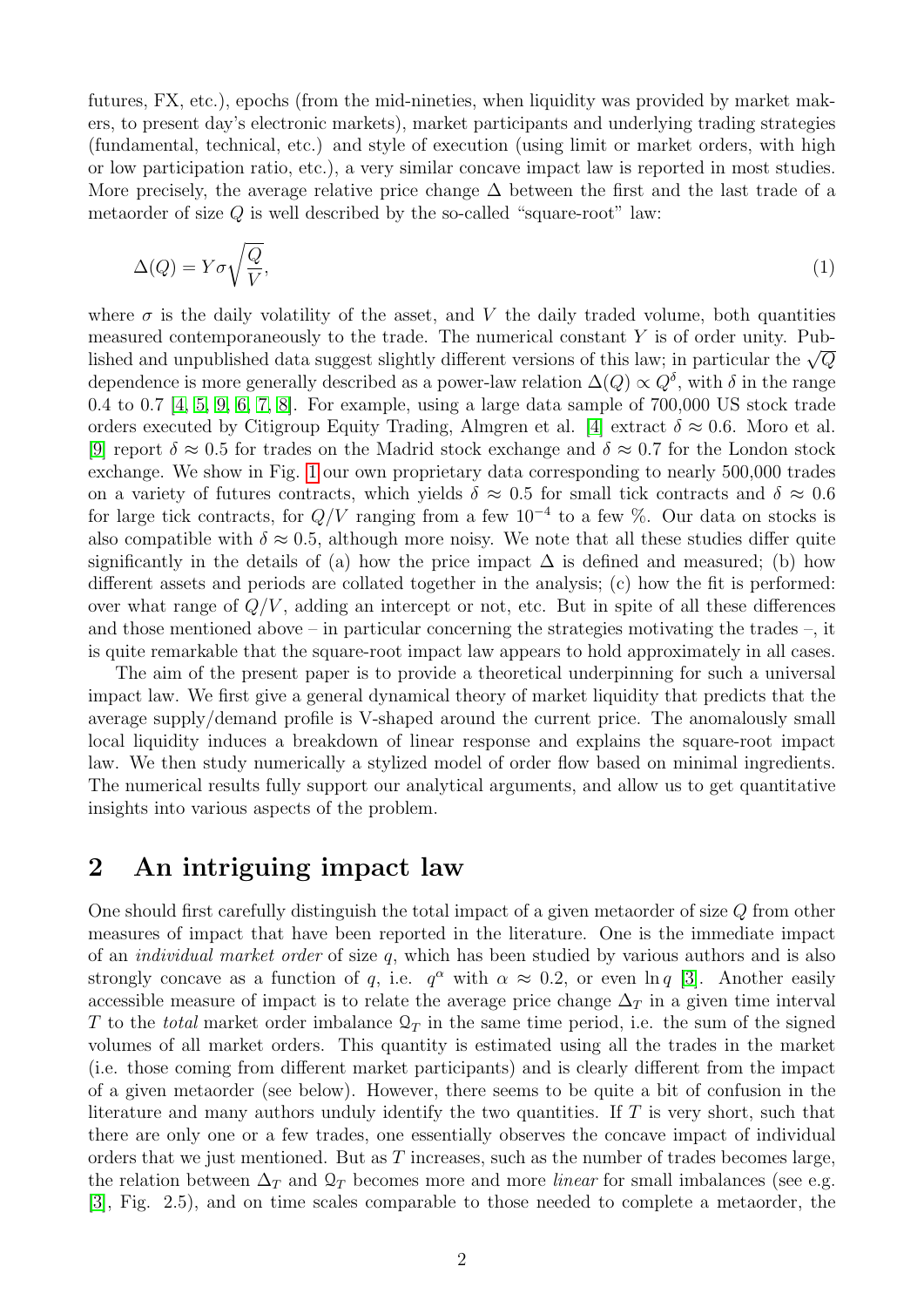futures, FX, etc.), epochs (from the mid-nineties, when liquidity was provided by market makers, to present day's electronic markets), market participants and underlying trading strategies (fundamental, technical, etc.) and style of execution (using limit or market orders, with high or low participation ratio, etc.), a very similar concave impact law is reported in most studies. More precisely, the average relative price change $\Delta$ between the first and the last trade of a metaorder of size $Q$ is well described by the so-called "square-root" law:

$$\Delta(Q) = Y\sigma\sqrt{\frac{Q}{V}}, \tag{1}$$

where $\sigma$ is the daily volatility of the asset, and $V$ the daily traded volume, both quantities measured contemporaneously to the trade. The numerical constant $Y$ is of order unity. Published and unpublished data suggest slightly different versions of this law; in particular the $\sqrt{Q}$ dependence is more generally described as a power-law relation $\Delta(Q) \propto Q^{\delta}$, with $\delta$ in the range 0.4 to 0.7 [4, 5, 9, 6, 7, 8]. For example, using a large data sample of 700,000 US stock trade orders executed by Citigroup Equity Trading, Almgren et al. [4] extract $\delta \approx 0.6$. Moro et al. [9] report $\delta \approx 0.5$ for trades on the Madrid stock exchange and $\delta \approx 0.7$ for the London stock exchange. We show in Fig. 1 our own proprietary data corresponding to nearly 500,000 trades on a variety of futures contracts, which yields $\delta \approx 0.5$ for small tick contracts and $\delta \approx 0.6$ for large tick contracts, for $Q/V$ ranging from a few $10^{-4}$ to a few %. Our data on stocks is also compatible with $\delta \approx 0.5$, although more noisy. We note that all these studies differ quite significantly in the details of (a) how the price impact $\Delta$ is defined and measured; (b) how different assets and periods are collated together in the analysis; (c) how the fit is performed: over what range of $Q/V$, adding an intercept or not, etc. But in spite of all these differences and those mentioned above – in particular concerning the strategies motivating the trades –, it is quite remarkable that the square-root impact law appears to hold approximately in all cases.

The aim of the present paper is to provide a theoretical underpinning for such a universal impact law. We first give a general dynamical theory of market liquidity that predicts that the average supply/demand profile is V-shaped around the current price. The anomalously small local liquidity induces a breakdown of linear response and explains the square-root impact law. We then study numerically a stylized model of order flow based on minimal ingredients. The numerical results fully support our analytical arguments, and allow us to get quantitative insights into various aspects of the problem.

## 2 An intriguing impact law

One should first carefully distinguish the total impact of a given metaorder of size $Q$ from other measures of impact that have been reported in the literature. One is the immediate impact of an *individual market order* of size $q$, which has been studied by various authors and is also strongly concave as a function of $q$, i.e. $q^{\alpha}$ with $\alpha \approx 0.2$, or even $\ln q$ [3]. Another easily accessible measure of impact is to relate the average price change $\Delta_T$ in a given time interval $T$ to the *total* market order imbalance $\mathcal{Q}_T$ in the same time period, i.e. the sum of the signed volumes of all market orders. This quantity is estimated using all the trades in the market (i.e. those coming from different market participants) and is clearly different from the impact of a given metaorder (see below). However, there seems to be quite a bit of confusion in the literature and many authors unduly identify the two quantities. If $T$ is very short, such that there are only one or a few trades, one essentially observes the concave impact of individual orders that we just mentioned. But as $T$ increases, such as the number of trades becomes large, the relation between $\Delta_T$ and $\mathcal{Q}_T$ becomes more and more *linear* for small imbalances (see e.g. [3], Fig. 2.5), and on time scales comparable to those needed to complete a metaorder, the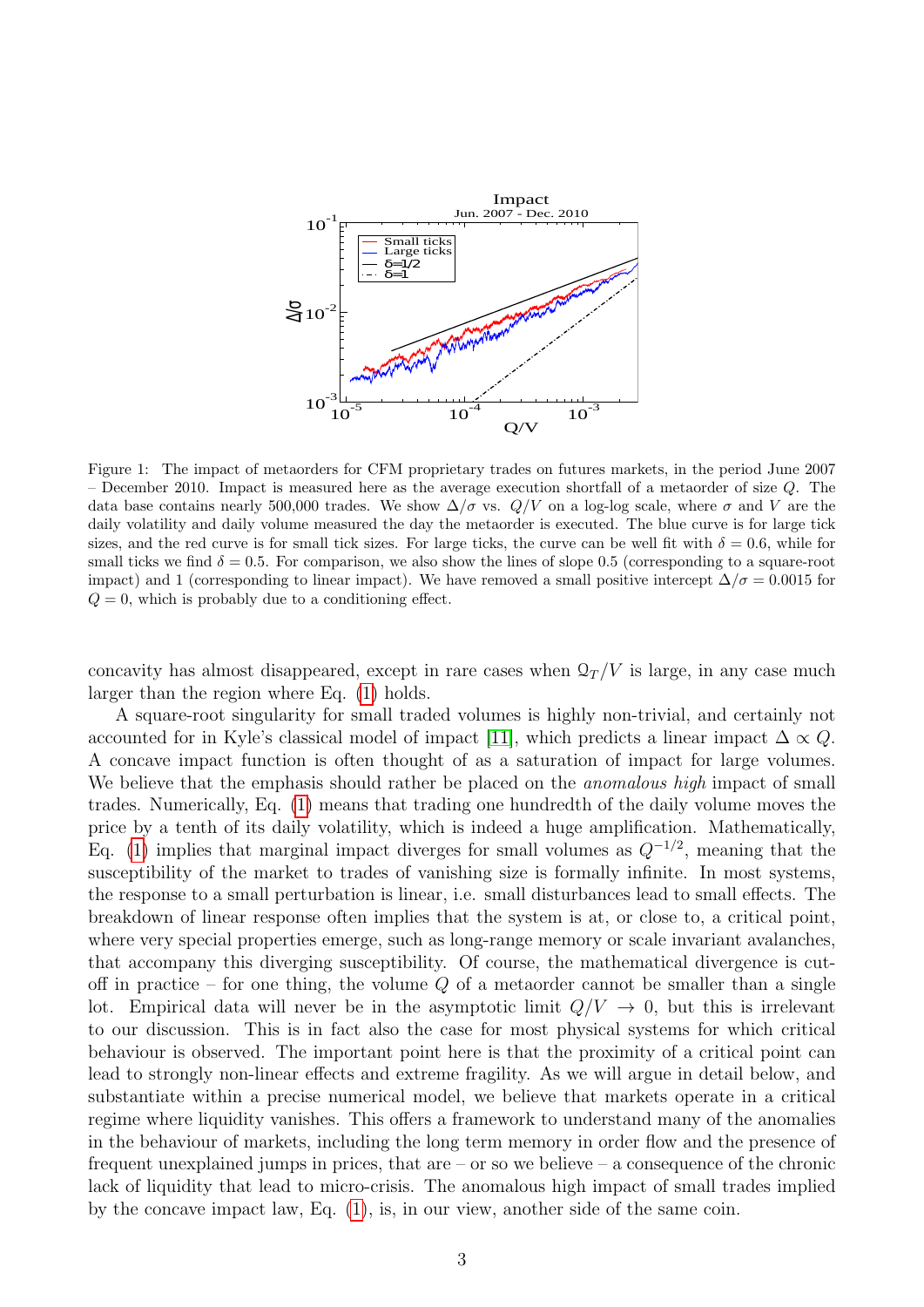Impact
Jun. 2007 - Dec. 2010

Small ticks
Large ticks
δ=1/2
δ=1

Δ/σ

$10^{-1}$
$10^{-2}$
$10^{-3}$
$10^{-5}$
$10^{-4}$
$10^{-3}$

Q/V

Figure 1: The impact of metaorders for CFM proprietary trades on futures markets, in the period June 2007 – December 2010. Impact is measured here as the average execution shortfall of a metaorder of size $Q$. The data base contains nearly 500,000 trades. We show $\Delta/\sigma$ vs. $Q/V$ on a log-log scale, where $\sigma$ and $V$ are the daily volatility and daily volume measured the day the metaorder is executed. The blue curve is for large tick sizes, and the red curve is for small tick sizes. For large ticks, the curve can be well fit with $\delta = 0.6$, while for small ticks we find $\delta = 0.5$. For comparison, we also show the lines of slope 0.5 (corresponding to a square-root impact) and 1 (corresponding to linear impact). We have removed a small positive intercept $\Delta/\sigma = 0.0015$ for $Q = 0$, which is probably due to a conditioning effect.

concavity has almost disappeared, except in rare cases when $\mathcal{Q}_T/V$ is large, in any case much larger than the region where Eq. (1) holds.

A square-root singularity for small traded volumes is highly non-trivial, and certainly not accounted for in Kyle's classical model of impact [11], which predicts a linear impact $\Delta \propto Q$. A concave impact function is often thought of as a saturation of impact for large volumes. We believe that the emphasis should rather be placed on the *anomalous high* impact of small trades. Numerically, Eq. (1) means that trading one hundredth of the daily volume moves the price by a tenth of its daily volatility, which is indeed a huge amplification. Mathematically, Eq. (1) implies that marginal impact diverges for small volumes as $Q^{-1/2}$, meaning that the susceptibility of the market to trades of vanishing size is formally infinite. In most systems, the response to a small perturbation is linear, i.e. small disturbances lead to small effects. The breakdown of linear response often implies that the system is at, or close to, a critical point, where very special properties emerge, such as long-range memory or scale invariant avalanches, that accompany this diverging susceptibility. Of course, the mathematical divergence is cut-off in practice – for one thing, the volume $Q$ of a metaorder cannot be smaller than a single lot. Empirical data will never be in the asymptotic limit $Q/V \to 0$, but this is irrelevant to our discussion. This is in fact also the case for most physical systems for which critical behaviour is observed. The important point here is that the proximity of a critical point can lead to strongly non-linear effects and extreme fragility. As we will argue in detail below, and substantiate within a precise numerical model, we believe that markets operate in a critical regime where liquidity vanishes. This offers a framework to understand many of the anomalies in the behaviour of markets, including the long term memory in order flow and the presence of frequent unexplained jumps in prices, that are – or so we believe – a consequence of the chronic lack of liquidity that lead to micro-crisis. The anomalous high impact of small trades implied by the concave impact law, Eq. (1), is, in our view, another side of the same coin.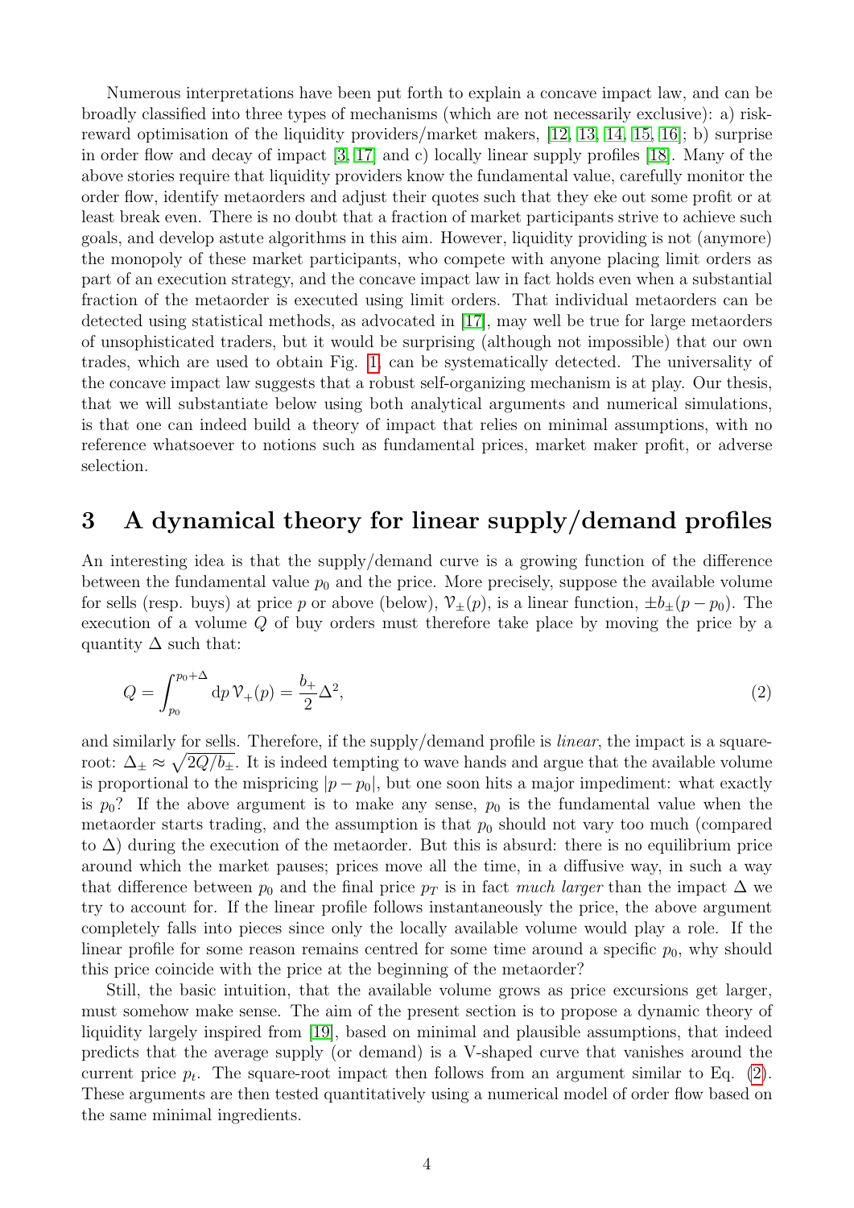Numerous interpretations have been put forth to explain a concave impact law, and can be broadly classified into three types of mechanisms (which are not necessarily exclusive): a) risk-reward optimisation of the liquidity providers/market makers, [12, 13, 14, 15, 16]; b) surprise in order flow and decay of impact [3, 17] and c) locally linear supply profiles [18]. Many of the above stories require that liquidity providers know the fundamental value, carefully monitor the order flow, identify metaorders and adjust their quotes such that they eke out some profit or at least break even. There is no doubt that a fraction of market participants strive to achieve such goals, and develop astute algorithms in this aim. However, liquidity providing is not (anymore) the monopoly of these market participants, who compete with anyone placing limit orders as part of an execution strategy, and the concave impact law in fact holds even when a substantial fraction of the metaorder is executed using limit orders. That individual metaorders can be detected using statistical methods, as advocated in [17], may well be true for large metaorders of unsophisticated traders, but it would be surprising (although not impossible) that our own trades, which are used to obtain Fig. 1, can be systematically detected. The universality of the concave impact law suggests that a robust self-organizing mechanism is at play. Our thesis, that we will substantiate below using both analytical arguments and numerical simulations, is that one can indeed build a theory of impact that relies on minimal assumptions, with no reference whatsoever to notions such as fundamental prices, market maker profit, or adverse selection.

# 3 A dynamical theory for linear supply/demand profiles

An interesting idea is that the supply/demand curve is a growing function of the difference between the fundamental value $p_0$ and the price. More precisely, suppose the available volume for sells (resp. buys) at price $p$ or above (below), $\mathcal{V}_\pm(p)$, is a linear function, $\pm b_\pm(p - p_0)$. The execution of a volume $Q$ of buy orders must therefore take place by moving the price by a quantity $\Delta$ such that:

$$Q = \int_{p_0}^{p_0+\Delta} \mathrm{d}p\, \mathcal{V}_+(p) = \frac{b_+}{2}\Delta^2, \tag{2}$$

and similarly for sells. Therefore, if the supply/demand profile is *linear*, the impact is a square-root: $\Delta_\pm \approx \sqrt{2Q/b_\pm}$. It is indeed tempting to wave hands and argue that the available volume is proportional to the mispricing $|p - p_0|$, but one soon hits a major impediment: what exactly is $p_0$? If the above argument is to make any sense, $p_0$ is the fundamental value when the metaorder starts trading, and the assumption is that $p_0$ should not vary too much (compared to $\Delta$) during the execution of the metaorder. But this is absurd: there is no equilibrium price around which the market pauses; prices move all the time, in a diffusive way, in such a way that difference between $p_0$ and the final price $p_T$ is in fact *much larger* than the impact $\Delta$ we try to account for. If the linear profile follows instantaneously the price, the above argument completely falls into pieces since only the locally available volume would play a role. If the linear profile for some reason remains centred for some time around a specific $p_0$, why should this price coincide with the price at the beginning of the metaorder?

Still, the basic intuition, that the available volume grows as price excursions get larger, must somehow make sense. The aim of the present section is to propose a dynamic theory of liquidity largely inspired from [19], based on minimal and plausible assumptions, that indeed predicts that the average supply (or demand) is a V-shaped curve that vanishes around the current price $p_t$. The square-root impact then follows from an argument similar to Eq. (2). These arguments are then tested quantitatively using a numerical model of order flow based on the same minimal ingredients.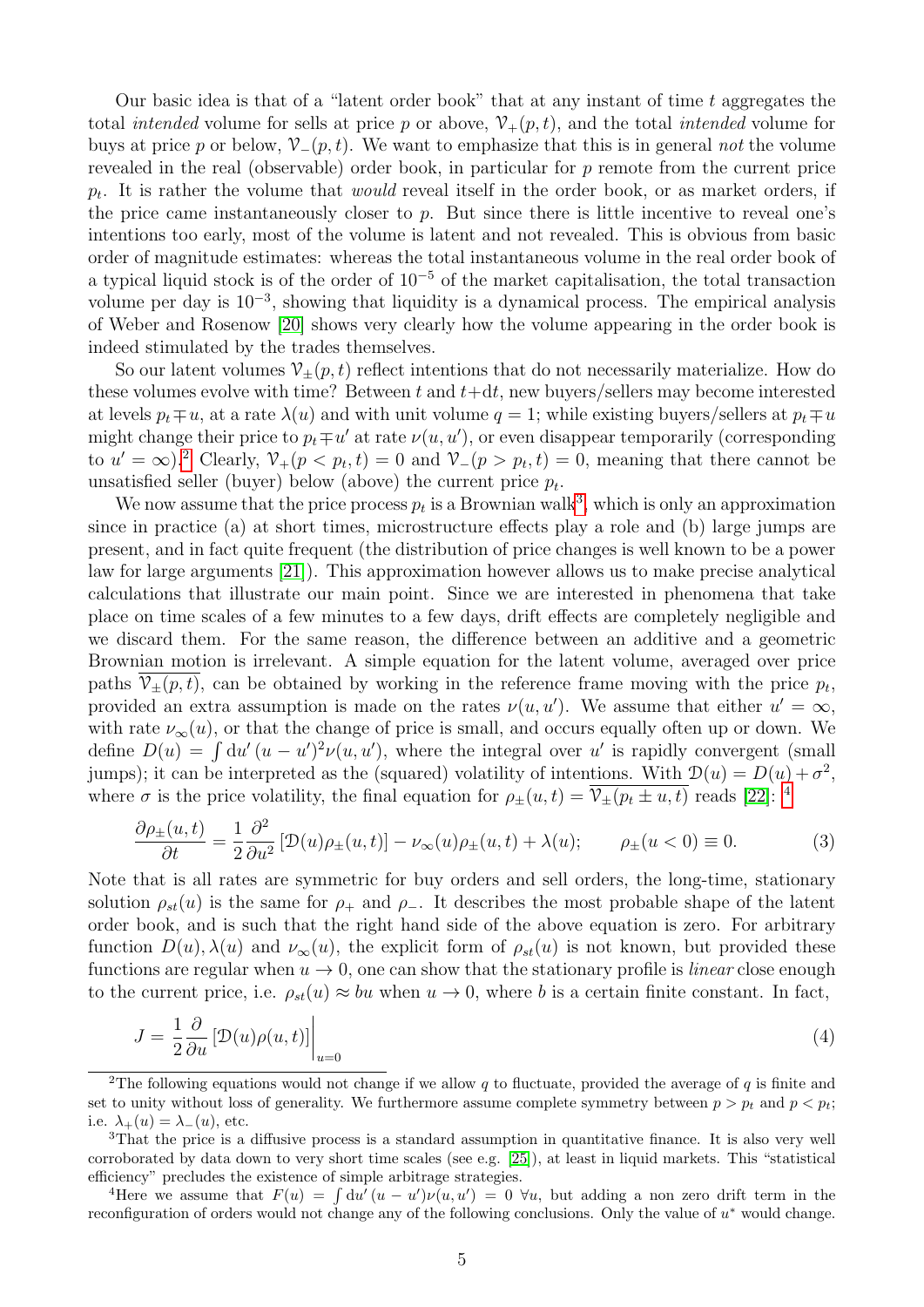Our basic idea is that of a "latent order book" that at any instant of time $t$ aggregates the total *intended* volume for sells at price $p$ or above, $\mathcal{V}_+(p,t)$, and the total *intended* volume for buys at price $p$ or below, $\mathcal{V}_-(p,t)$. We want to emphasize that this is in general *not* the volume revealed in the real (observable) order book, in particular for $p$ remote from the current price $p_t$. It is rather the volume that *would* reveal itself in the order book, or as market orders, if the price came instantaneously closer to $p$. But since there is little incentive to reveal one's intentions too early, most of the volume is latent and not revealed. This is obvious from basic order of magnitude estimates: whereas the total instantaneous volume in the real order book of a typical liquid stock is of the order of $10^{-5}$ of the market capitalisation, the total transaction volume per day is $10^{-3}$, showing that liquidity is a dynamical process. The empirical analysis of Weber and Rosenow [20] shows very clearly how the volume appearing in the order book is indeed stimulated by the trades themselves.

So our latent volumes $\mathcal{V}_\pm(p,t)$ reflect intentions that do not necessarily materialize. How do these volumes evolve with time? Between $t$ and $t+\mathrm{d}t$, new buyers/sellers may become interested at levels $p_t \mp u$, at a rate $\lambda(u)$ and with unit volume $q = 1$; while existing buyers/sellers at $p_t \mp u$ might change their price to $p_t \mp u'$ at rate $\nu(u,u')$, or even disappear temporarily (corresponding to $u' = \infty$).[2] Clearly, $\mathcal{V}_+(p < p_t, t) = 0$ and $\mathcal{V}_-(p > p_t, t) = 0$, meaning that there cannot be unsatisfied seller (buyer) below (above) the current price $p_t$.

We now assume that the price process $p_t$ is a Brownian walk[3], which is only an approximation since in practice (a) at short times, microstructure effects play a role and (b) large jumps are present, and in fact quite frequent (the distribution of price changes is well known to be a power law for large arguments [21]). This approximation however allows us to make precise analytical calculations that illustrate our main point. Since we are interested in phenomena that take place on time scales of a few minutes to a few days, drift effects are completely negligible and we discard them. For the same reason, the difference between an additive and a geometric Brownian motion is irrelevant. A simple equation for the latent volume, averaged over price paths $\overline{\mathcal{V}_\pm(p,t)}$, can be obtained by working in the reference frame moving with the price $p_t$, provided an extra assumption is made on the rates $\nu(u,u')$. We assume that either $u' = \infty$, with rate $\nu_\infty(u)$, or that the change of price is small, and occurs equally often up or down. We define $D(u) = \int \mathrm{d}u' \, (u-u')^2 \nu(u,u')$, where the integral over $u'$ is rapidly convergent (small jumps); it can be interpreted as the (squared) volatility of intentions. With $\mathcal{D}(u) = D(u) + \sigma^2$, where $\sigma$ is the price volatility, the final equation for $\rho_\pm(u,t) = \overline{\mathcal{V}_\pm(p_t \pm u, t)}$ reads [22]: [4]

$$\frac{\partial \rho_\pm(u,t)}{\partial t} = \frac{1}{2}\frac{\partial^2}{\partial u^2}\left[\mathcal{D}(u)\rho_\pm(u,t)\right] - \nu_\infty(u)\rho_\pm(u,t) + \lambda(u); \qquad \rho_\pm(u<0) \equiv 0. \tag{3}$$

Note that is all rates are symmetric for buy orders and sell orders, the long-time, stationary solution $\rho_{st}(u)$ is the same for $\rho_+$ and $\rho_-$. It describes the most probable shape of the latent order book, and is such that the right hand side of the above equation is zero. For arbitrary function $D(u), \lambda(u)$ and $\nu_\infty(u)$, the explicit form of $\rho_{st}(u)$ is not known, but provided these functions are regular when $u \to 0$, one can show that the stationary profile is *linear* close enough to the current price, i.e. $\rho_{st}(u) \approx bu$ when $u \to 0$, where $b$ is a certain finite constant. In fact,

$$J = \frac{1}{2}\frac{\partial}{\partial u}\left[\mathcal{D}(u)\rho(u,t)\right]\bigg|_{u=0} \tag{4}$$

---

[2] The following equations would not change if we allow $q$ to fluctuate, provided the average of $q$ is finite and set to unity without loss of generality. We furthermore assume complete symmetry between $p > p_t$ and $p < p_t$; i.e. $\lambda_+(u) = \lambda_-(u)$, etc.

[3] That the price is a diffusive process is a standard assumption in quantitative finance. It is also very well corroborated by data down to very short time scales (see e.g. [25]), at least in liquid markets. This "statistical efficiency" precludes the existence of simple arbitrage strategies.

[4] Here we assume that $F(u) = \int \mathrm{d}u' \, (u-u')\nu(u,u') = 0 \; \forall u$, but adding a non zero drift term in the reconfiguration of orders would not change any of the following conclusions. Only the value of $u^*$ would change.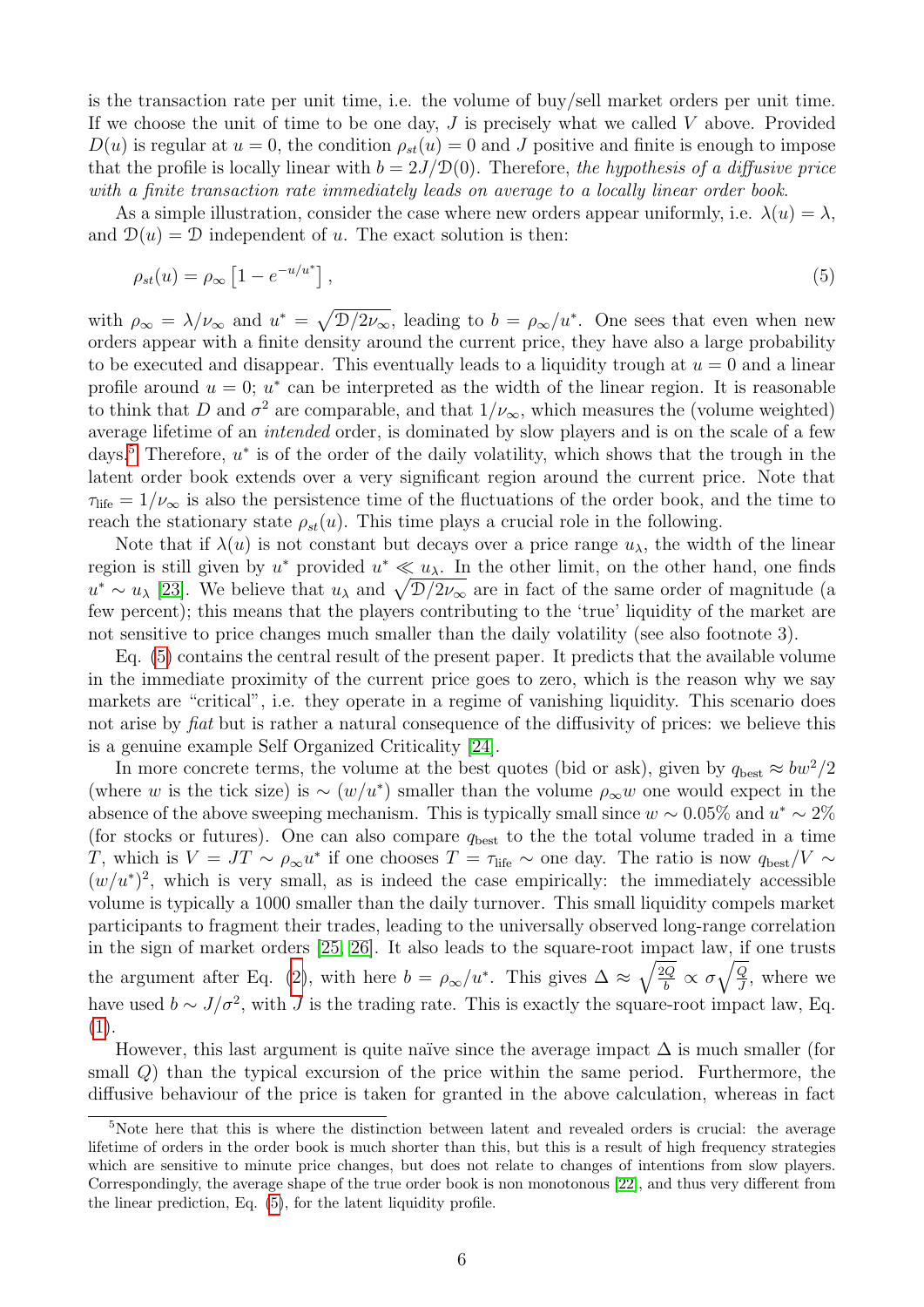is the transaction rate per unit time, i.e. the volume of buy/sell market orders per unit time. If we choose the unit of time to be one day, $J$ is precisely what we called $V$ above. Provided $D(u)$ is regular at $u = 0$, the condition $\rho_{st}(u) = 0$ and $J$ positive and finite is enough to impose that the profile is locally linear with $b = 2J/\mathcal{D}(0)$. Therefore, *the hypothesis of a diffusive price with a finite transaction rate immediately leads on average to a locally linear order book.*

As a simple illustration, consider the case where new orders appear uniformly, i.e. $\lambda(u) = \lambda$, and $\mathcal{D}(u) = \mathcal{D}$ independent of $u$. The exact solution is then:

$$\rho_{st}(u) = \rho_\infty \left[1 - e^{-u/u^*}\right], \tag{5}$$

with $\rho_\infty = \lambda/\nu_\infty$ and $u^* = \sqrt{\mathcal{D}/2\nu_\infty}$, leading to $b = \rho_\infty/u^*$. One sees that even when new orders appear with a finite density around the current price, they have also a large probability to be executed and disappear. This eventually leads to a liquidity trough at $u = 0$ and a linear profile around $u = 0$; $u^*$ can be interpreted as the width of the linear region. It is reasonable to think that $D$ and $\sigma^2$ are comparable, and that $1/\nu_\infty$, which measures the (volume weighted) average lifetime of an *intended* order, is dominated by slow players and is on the scale of a few days.[5] Therefore, $u^*$ is of the order of the daily volatility, which shows that the trough in the latent order book extends over a very significant region around the current price. Note that $\tau_{\text{life}} = 1/\nu_\infty$ is also the persistence time of the fluctuations of the order book, and the time to reach the stationary state $\rho_{st}(u)$. This time plays a crucial role in the following.

Note that if $\lambda(u)$ is not constant but decays over a price range $u_\lambda$, the width of the linear region is still given by $u^*$ provided $u^* \ll u_\lambda$. In the other limit, on the other hand, one finds $u^* \sim u_\lambda$ [23]. We believe that $u_\lambda$ and $\sqrt{\mathcal{D}/2\nu_\infty}$ are in fact of the same order of magnitude (a few percent); this means that the players contributing to the 'true' liquidity of the market are not sensitive to price changes much smaller than the daily volatility (see also footnote 3).

Eq. (5) contains the central result of the present paper. It predicts that the available volume in the immediate proximity of the current price goes to zero, which is the reason why we say markets are "critical", i.e. they operate in a regime of vanishing liquidity. This scenario does not arise by *fiat* but is rather a natural consequence of the diffusivity of prices: we believe this is a genuine example Self Organized Criticality [24].

In more concrete terms, the volume at the best quotes (bid or ask), given by $q_{\text{best}} \approx bw^2/2$ (where $w$ is the tick size) is $\sim (w/u^*)$ smaller than the volume $\rho_\infty w$ one would expect in the absence of the above sweeping mechanism. This is typically small since $w \sim 0.05\%$ and $u^* \sim 2\%$ (for stocks or futures). One can also compare $q_{\text{best}}$ to the the total volume traded in a time $T$, which is $V = JT \sim \rho_\infty u^*$ if one chooses $T = \tau_{\text{life}} \sim$ one day. The ratio is now $q_{\text{best}}/V \sim (w/u^*)^2$, which is very small, as is indeed the case empirically: the immediately accessible volume is typically a 1000 smaller than the daily turnover. This small liquidity compels market participants to fragment their trades, leading to the universally observed long-range correlation in the sign of market orders [25, 26]. It also leads to the square-root impact law, if one trusts the argument after Eq. (2), with here $b = \rho_\infty/u^*$. This gives $\Delta \approx \sqrt{\frac{2Q}{b}} \propto \sigma\sqrt{\frac{Q}{J}}$, where we have used $b \sim J/\sigma^2$, with $J$ is the trading rate. This is exactly the square-root impact law, Eq. (1).

However, this last argument is quite naïve since the average impact $\Delta$ is much smaller (for small $Q$) than the typical excursion of the price within the same period. Furthermore, the diffusive behaviour of the price is taken for granted in the above calculation, whereas in fact

[5] Note here that this is where the distinction between latent and revealed orders is crucial: the average lifetime of orders in the order book is much shorter than this, but this is a result of high frequency strategies which are sensitive to minute price changes, but does not relate to changes of intentions from slow players. Correspondingly, the average shape of the true order book is non monotonous [22], and thus very different from the linear prediction, Eq. (5), for the latent liquidity profile.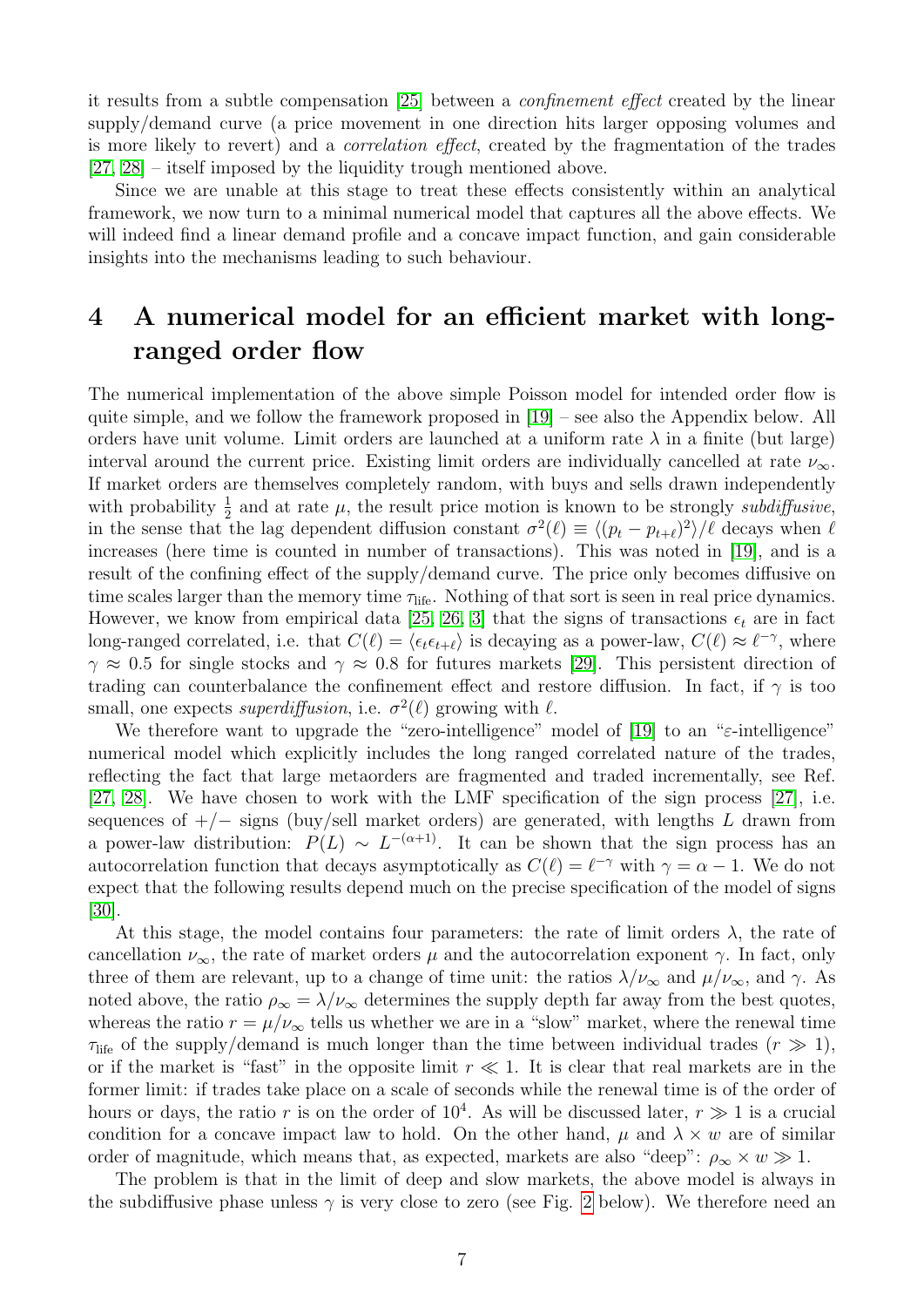it results from a subtle compensation [25] between a *confinement effect* created by the linear supply/demand curve (a price movement in one direction hits larger opposing volumes and is more likely to revert) and a *correlation effect*, created by the fragmentation of the trades [27, 28] – itself imposed by the liquidity trough mentioned above.

Since we are unable at this stage to treat these effects consistently within an analytical framework, we now turn to a minimal numerical model that captures all the above effects. We will indeed find a linear demand profile and a concave impact function, and gain considerable insights into the mechanisms leading to such behaviour.

# 4 A numerical model for an efficient market with long-ranged order flow

The numerical implementation of the above simple Poisson model for intended order flow is quite simple, and we follow the framework proposed in [19] – see also the Appendix below. All orders have unit volume. Limit orders are launched at a uniform rate $\lambda$ in a finite (but large) interval around the current price. Existing limit orders are individually cancelled at rate $\nu_\infty$. If market orders are themselves completely random, with buys and sells drawn independently with probability $\frac{1}{2}$ and at rate $\mu$, the result price motion is known to be strongly *subdiffusive*, in the sense that the lag dependent diffusion constant $\sigma^2(\ell) \equiv \langle (p_t - p_{t+\ell})^2 \rangle / \ell$ decays when $\ell$ increases (here time is counted in number of transactions). This was noted in [19], and is a result of the confining effect of the supply/demand curve. The price only becomes diffusive on time scales larger than the memory time $\tau_{\text{life}}$. Nothing of that sort is seen in real price dynamics. However, we know from empirical data [25, 26, 3] that the signs of transactions $\epsilon_t$ are in fact long-ranged correlated, i.e. that $C(\ell) = \langle \epsilon_t \epsilon_{t+\ell} \rangle$ is decaying as a power-law, $C(\ell) \approx \ell^{-\gamma}$, where $\gamma \approx 0.5$ for single stocks and $\gamma \approx 0.8$ for futures markets [29]. This persistent direction of trading can counterbalance the confinement effect and restore diffusion. In fact, if $\gamma$ is too small, one expects *superdiffusion*, i.e. $\sigma^2(\ell)$ growing with $\ell$.

We therefore want to upgrade the "zero-intelligence" model of [19] to an "$\varepsilon$-intelligence" numerical model which explicitly includes the long ranged correlated nature of the trades, reflecting the fact that large metaorders are fragmented and traded incrementally, see Ref. [27, 28]. We have chosen to work with the LMF specification of the sign process [27], i.e. sequences of $+/-$ signs (buy/sell market orders) are generated, with lengths $L$ drawn from a power-law distribution: $P(L) \sim L^{-(\alpha+1)}$. It can be shown that the sign process has an autocorrelation function that decays asymptotically as $C(\ell) = \ell^{-\gamma}$ with $\gamma = \alpha - 1$. We do not expect that the following results depend much on the precise specification of the model of signs [30].

At this stage, the model contains four parameters: the rate of limit orders $\lambda$, the rate of cancellation $\nu_\infty$, the rate of market orders $\mu$ and the autocorrelation exponent $\gamma$. In fact, only three of them are relevant, up to a change of time unit: the ratios $\lambda/\nu_\infty$ and $\mu/\nu_\infty$, and $\gamma$. As noted above, the ratio $\rho_\infty = \lambda/\nu_\infty$ determines the supply depth far away from the best quotes, whereas the ratio $r = \mu/\nu_\infty$ tells us whether we are in a "slow" market, where the renewal time $\tau_{\text{life}}$ of the supply/demand is much longer than the time between individual trades ($r \gg 1$), or if the market is "fast" in the opposite limit $r \ll 1$. It is clear that real markets are in the former limit: if trades take place on a scale of seconds while the renewal time is of the order of hours or days, the ratio $r$ is on the order of $10^4$. As will be discussed later, $r \gg 1$ is a crucial condition for a concave impact law to hold. On the other hand, $\mu$ and $\lambda \times w$ are of similar order of magnitude, which means that, as expected, markets are also "deep": $\rho_\infty \times w \gg 1$.

The problem is that in the limit of deep and slow markets, the above model is always in the subdiffusive phase unless $\gamma$ is very close to zero (see Fig. 2 below). We therefore need an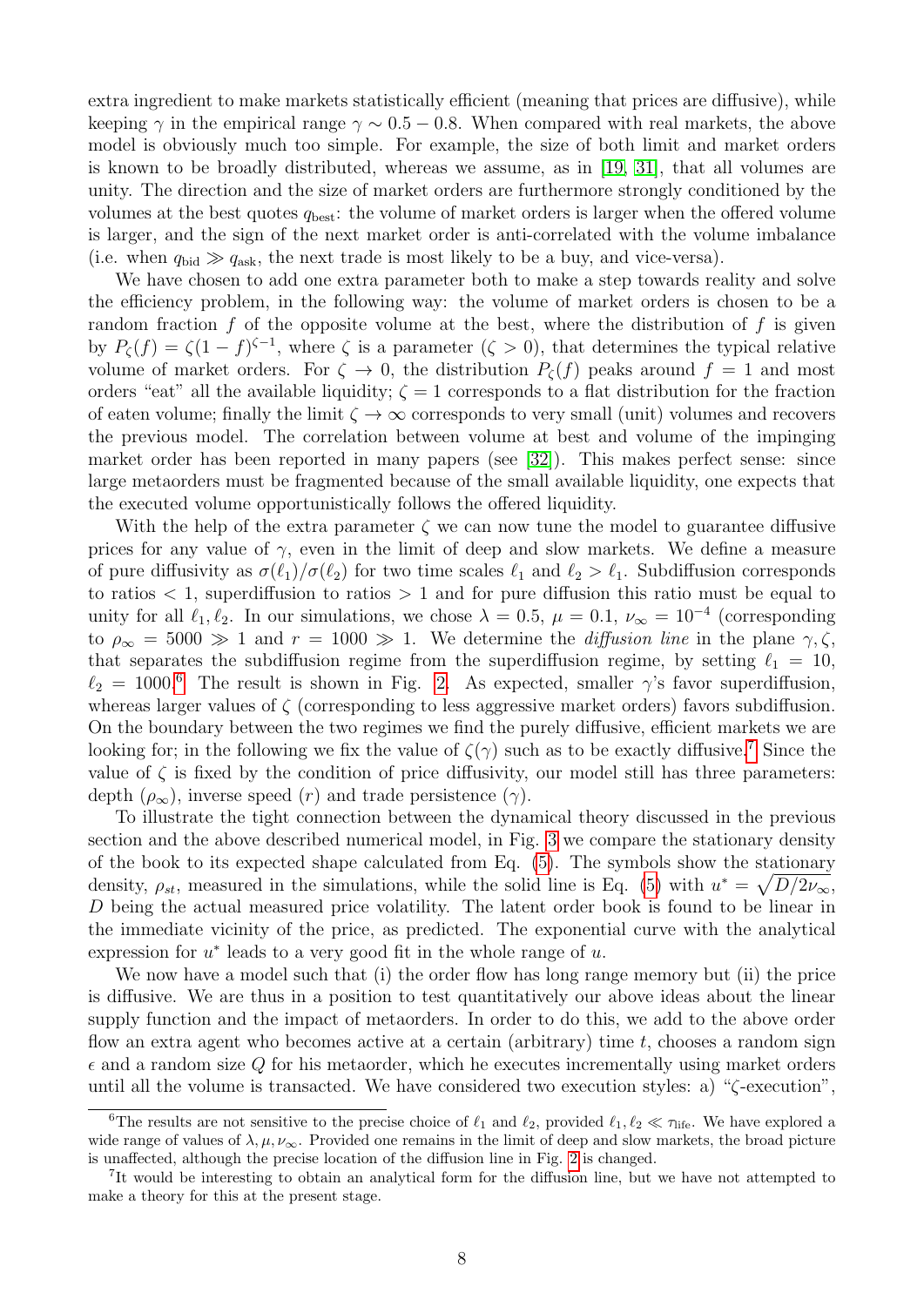extra ingredient to make markets statistically efficient (meaning that prices are diffusive), while keeping $\gamma$ in the empirical range $\gamma \sim 0.5 - 0.8$. When compared with real markets, the above model is obviously much too simple. For example, the size of both limit and market orders is known to be broadly distributed, whereas we assume, as in [19, 31], that all volumes are unity. The direction and the size of market orders are furthermore strongly conditioned by the volumes at the best quotes $q_{\rm best}$: the volume of market orders is larger when the offered volume is larger, and the sign of the next market order is anti-correlated with the volume imbalance (i.e. when $q_{\rm bid} \gg q_{\rm ask}$, the next trade is most likely to be a buy, and vice-versa).

We have chosen to add one extra parameter both to make a step towards reality and solve the efficiency problem, in the following way: the volume of market orders is chosen to be a random fraction $f$ of the opposite volume at the best, where the distribution of $f$ is given by $P_\zeta(f) = \zeta(1-f)^{\zeta-1}$, where $\zeta$ is a parameter ($\zeta > 0$), that determines the typical relative volume of market orders. For $\zeta \to 0$, the distribution $P_\zeta(f)$ peaks around $f = 1$ and most orders "eat" all the available liquidity; $\zeta = 1$ corresponds to a flat distribution for the fraction of eaten volume; finally the limit $\zeta \to \infty$ corresponds to very small (unit) volumes and recovers the previous model. The correlation between volume at best and volume of the impinging market order has been reported in many papers (see [32]). This makes perfect sense: since large metaorders must be fragmented because of the small available liquidity, one expects that the executed volume opportunistically follows the offered liquidity.

With the help of the extra parameter $\zeta$ we can now tune the model to guarantee diffusive prices for any value of $\gamma$, even in the limit of deep and slow markets. We define a measure of pure diffusivity as $\sigma(\ell_1)/\sigma(\ell_2)$ for two time scales $\ell_1$ and $\ell_2 > \ell_1$. Subdiffusion corresponds to ratios $< 1$, superdiffusion to ratios $> 1$ and for pure diffusion this ratio must be equal to unity for all $\ell_1, \ell_2$. In our simulations, we chose $\lambda = 0.5$, $\mu = 0.1$, $\nu_\infty = 10^{-4}$ (corresponding to $\rho_\infty = 5000 \gg 1$ and $r = 1000 \gg 1$. We determine the *diffusion line* in the plane $\gamma, \zeta$, that separates the subdiffusion regime from the superdiffusion regime, by setting $\ell_1 = 10$, $\ell_2 = 1000$.[6] The result is shown in Fig. 2. As expected, smaller $\gamma$'s favor superdiffusion, whereas larger values of $\zeta$ (corresponding to less aggressive market orders) favors subdiffusion. On the boundary between the two regimes we find the purely diffusive, efficient markets we are looking for; in the following we fix the value of $\zeta(\gamma)$ such as to be exactly diffusive.[7] Since the value of $\zeta$ is fixed by the condition of price diffusivity, our model still has three parameters: depth ($\rho_\infty$), inverse speed ($r$) and trade persistence ($\gamma$).

To illustrate the tight connection between the dynamical theory discussed in the previous section and the above described numerical model, in Fig. 3 we compare the stationary density of the book to its expected shape calculated from Eq. (5). The symbols show the stationary density, $\rho_{st}$, measured in the simulations, while the solid line is Eq. (5) with $u^* = \sqrt{D/2\nu_\infty}$, $D$ being the actual measured price volatility. The latent order book is found to be linear in the immediate vicinity of the price, as predicted. The exponential curve with the analytical expression for $u^*$ leads to a very good fit in the whole range of $u$.

We now have a model such that (i) the order flow has long range memory but (ii) the price is diffusive. We are thus in a position to test quantitatively our above ideas about the linear supply function and the impact of metaorders. In order to do this, we add to the above order flow an extra agent who becomes active at a certain (arbitrary) time $t$, chooses a random sign $\epsilon$ and a random size $Q$ for his metaorder, which he executes incrementally using market orders until all the volume is transacted. We have considered two execution styles: a) "$\zeta$-execution",

---

[6] The results are not sensitive to the precise choice of $\ell_1$ and $\ell_2$, provided $\ell_1, \ell_2 \ll \tau_{\rm life}$. We have explored a wide range of values of $\lambda, \mu, \nu_\infty$. Provided one remains in the limit of deep and slow markets, the broad picture is unaffected, although the precise location of the diffusion line in Fig. 2 is changed.

[7] It would be interesting to obtain an analytical form for the diffusion line, but we have not attempted to make a theory for this at the present stage.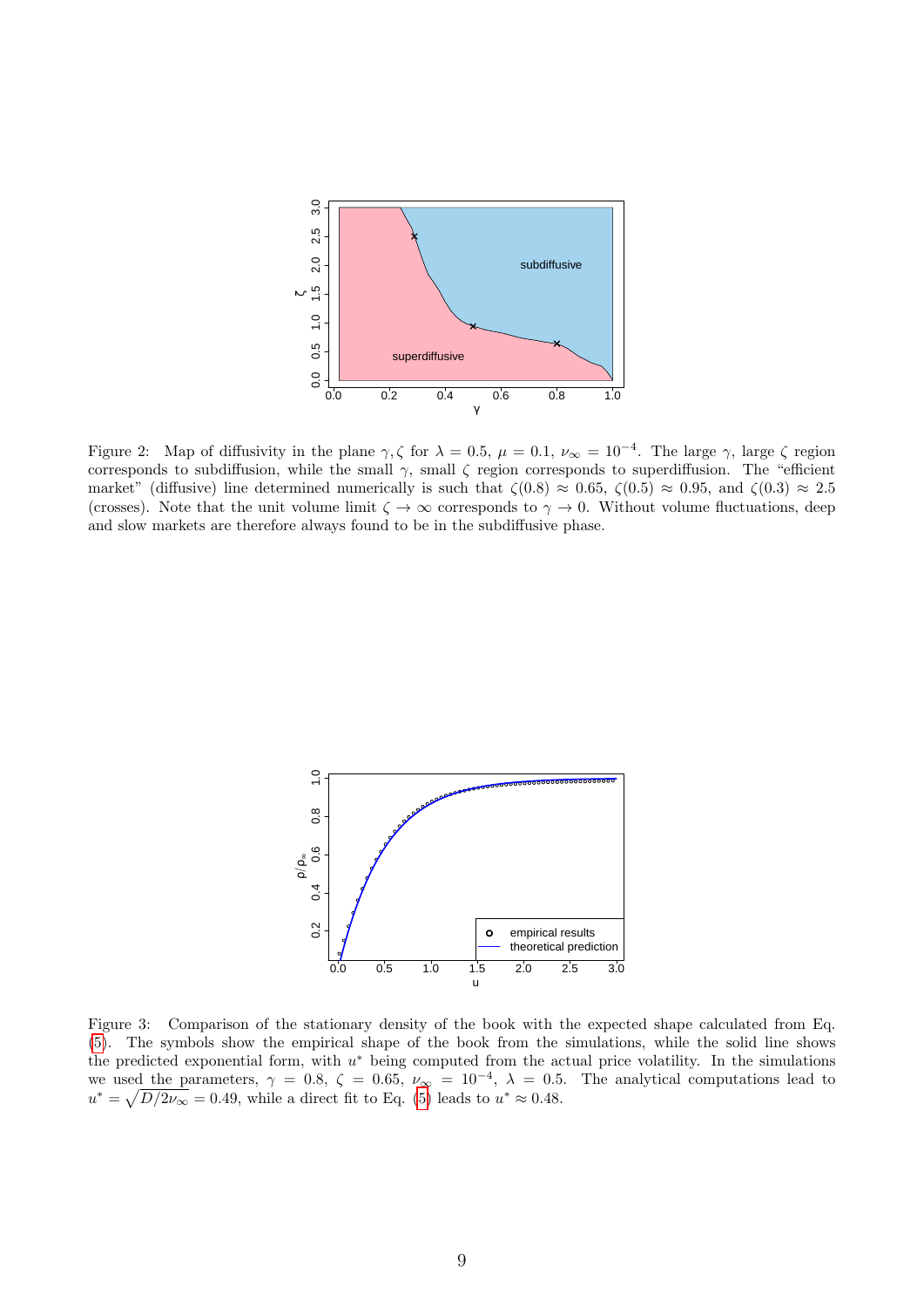ζ

3.0
2.5
2.0
1.5
1.0
0.5
0.0

subdiffusive

superdiffusive

0.0 0.2 0.4 0.6 0.8 1.0

γ

Figure 2: Map of diffusivity in the plane $\gamma, \zeta$ for $\lambda = 0.5$, $\mu = 0.1$, $\nu_\infty = 10^{-4}$. The large $\gamma$, large $\zeta$ region corresponds to subdiffusion, while the small $\gamma$, small $\zeta$ region corresponds to superdiffusion. The "efficient market" (diffusive) line determined numerically is such that $\zeta(0.8) \approx 0.65$, $\zeta(0.5) \approx 0.95$, and $\zeta(0.3) \approx 2.5$ (crosses). Note that the unit volume limit $\zeta \to \infty$ corresponds to $\gamma \to 0$. Without volume fluctuations, deep and slow markets are therefore always found to be in the subdiffusive phase.

ρ/ρ∞

1.0
0.8
0.6
0.4
0.2

empirical results
theoretical prediction

0.0 0.5 1.0 1.5 2.0 2.5 3.0

u

Figure 3: Comparison of the stationary density of the book with the expected shape calculated from Eq. (5). The symbols show the empirical shape of the book from the simulations, while the solid line shows the predicted exponential form, with $u^*$ being computed from the actual price volatility. In the simulations we used the parameters, $\gamma = 0.8$, $\zeta = 0.65$, $\nu_\infty = 10^{-4}$, $\lambda = 0.5$. The analytical computations lead to $u^* = \sqrt{D/2\nu_\infty} = 0.49$, while a direct fit to Eq. (5) leads to $u^* \approx 0.48$.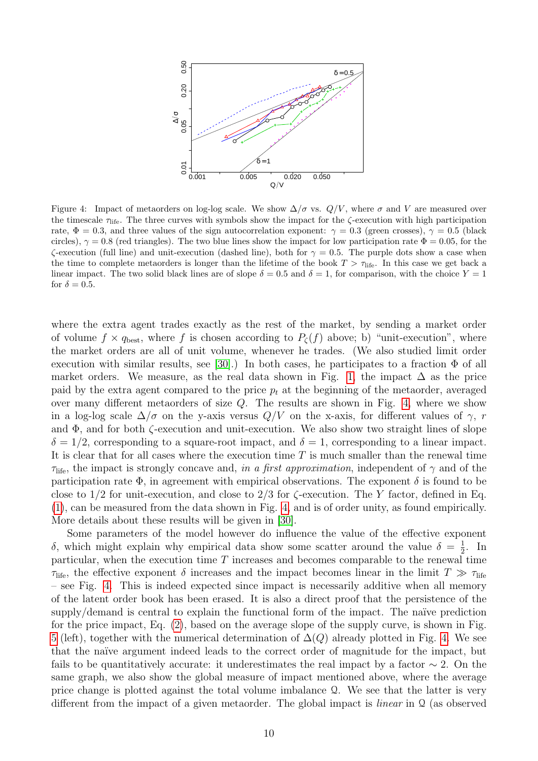δ=0.5

δ=1

0.01

0.05

0.20

0.50

Δ/σ

0.001

0.005

0.020

0.050

Q/V

Figure 4: Impact of metaorders on log-log scale. We show $\Delta/\sigma$ vs. $Q/V$, where $\sigma$ and $V$ are measured over the timescale $\tau_{\text{life}}$. The three curves with symbols show the impact for the $\zeta$-execution with high participation rate, $\Phi = 0.3$, and three values of the sign autocorrelation exponent: $\gamma = 0.3$ (green crosses), $\gamma = 0.5$ (black circles), $\gamma = 0.8$ (red triangles). The two blue lines show the impact for low participation rate $\Phi = 0.05$, for the $\zeta$-execution (full line) and unit-execution (dashed line), both for $\gamma = 0.5$. The purple dots show a case when the time to complete metaorders is longer than the lifetime of the book $T > \tau_{\text{life}}$. In this case we get back a linear impact. The two solid black lines are of slope $\delta = 0.5$ and $\delta = 1$, for comparison, with the choice $Y = 1$ for $\delta = 0.5$.

where the extra agent trades exactly as the rest of the market, by sending a market order of volume $f \times q_{\text{best}}$, where $f$ is chosen according to $P_\zeta(f)$ above; b) "unit-execution", where the market orders are all of unit volume, whenever he trades. (We also studied limit order execution with similar results, see [30].) In both cases, he participates to a fraction $\Phi$ of all market orders. We measure, as the real data shown in Fig. 1, the impact $\Delta$ as the price paid by the extra agent compared to the price $p_t$ at the beginning of the metaorder, averaged over many different metaorders of size $Q$. The results are shown in Fig. 4, where we show in a log-log scale $\Delta/\sigma$ on the y-axis versus $Q/V$ on the x-axis, for different values of $\gamma$, $r$ and $\Phi$, and for both $\zeta$-execution and unit-execution. We also show two straight lines of slope $\delta = 1/2$, corresponding to a square-root impact, and $\delta = 1$, corresponding to a linear impact. It is clear that for all cases where the execution time $T$ is much smaller than the renewal time $\tau_{\text{life}}$, the impact is strongly concave and, *in a first approximation*, independent of $\gamma$ and of the participation rate $\Phi$, in agreement with empirical observations. The exponent $\delta$ is found to be close to $1/2$ for unit-execution, and close to $2/3$ for $\zeta$-execution. The $Y$ factor, defined in Eq. (1), can be measured from the data shown in Fig. 4, and is of order unity, as found empirically. More details about these results will be given in [30].

Some parameters of the model however do influence the value of the effective exponent $\delta$, which might explain why empirical data show some scatter around the value $\delta = \frac{1}{2}$. In particular, when the execution time $T$ increases and becomes comparable to the renewal time $\tau_{\text{life}}$, the effective exponent $\delta$ increases and the impact becomes linear in the limit $T \gg \tau_{\text{life}}$ – see Fig. 4. This is indeed expected since impact is necessarily additive when all memory of the latent order book has been erased. It is also a direct proof that the persistence of the supply/demand is central to explain the functional form of the impact. The naïve prediction for the price impact, Eq. (2), based on the average slope of the supply curve, is shown in Fig. 5 (left), together with the numerical determination of $\Delta(Q)$ already plotted in Fig. 4. We see that the naïve argument indeed leads to the correct order of magnitude for the impact, but fails to be quantitatively accurate: it underestimates the real impact by a factor $\sim 2$. On the same graph, we also show the global measure of impact mentioned above, where the average price change is plotted against the total volume imbalance $\mathcal{Q}$. We see that the latter is very different from the impact of a given metaorder. The global impact is *linear* in $\mathcal{Q}$ (as observed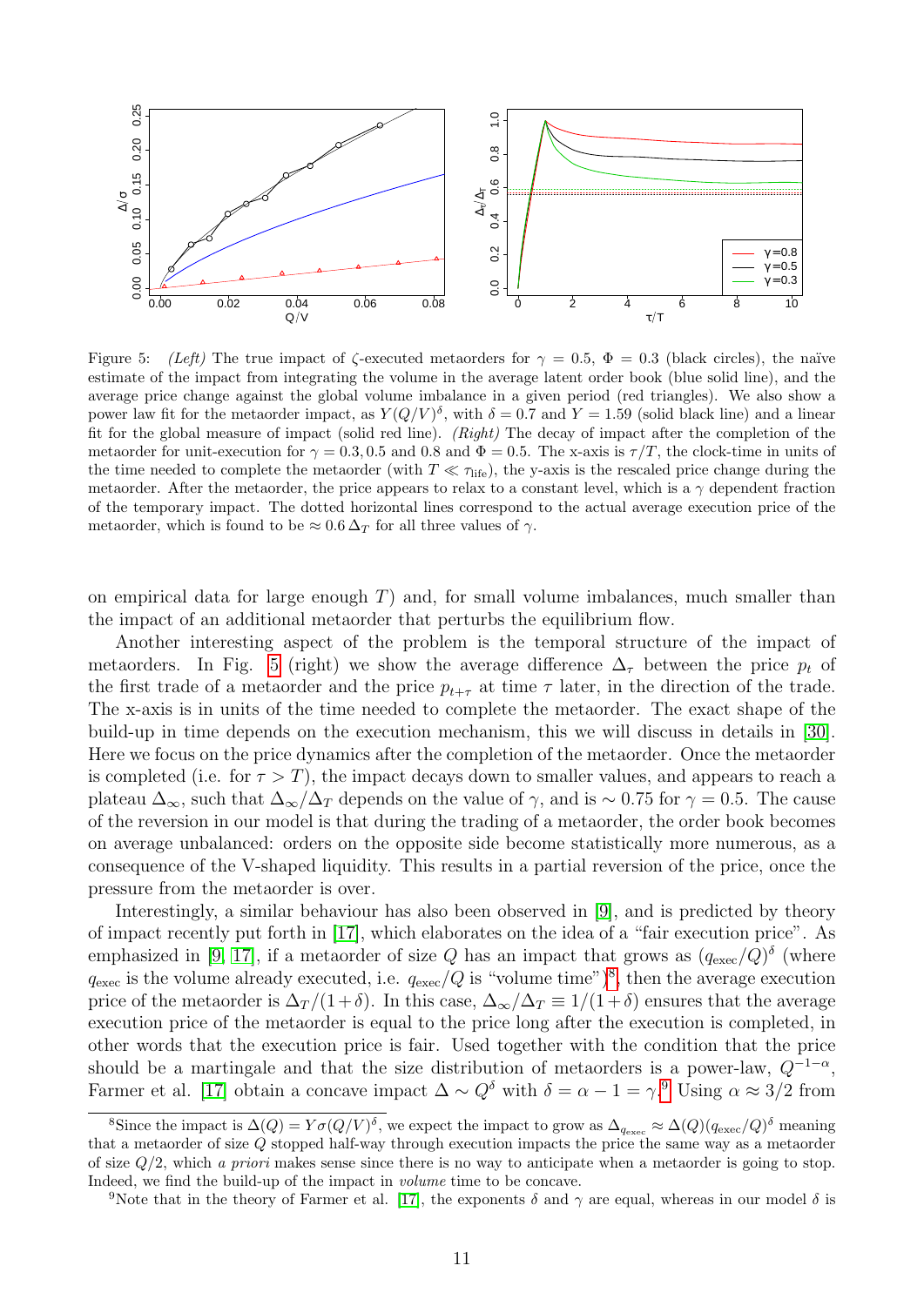Δ/σ

0.00 0.05 0.10 0.15 0.20 0.25

0.00 0.02 0.04 0.06 0.08

Q/V

$\Delta_\tau/\Delta_T$

0.0 0.2 0.4 0.6 0.8 1.0

0 2 4 6 8 10

τ/T

γ=0.8
γ=0.5
γ=0.3

Figure 5: *(Left)* The true impact of ζ-executed metaorders for $\gamma = 0.5$, $\Phi = 0.3$ (black circles), the naïve estimate of the impact from integrating the volume in the average latent order book (blue solid line), and the average price change against the global volume imbalance in a given period (red triangles). We also show a power law fit for the metaorder impact, as $Y(Q/V)^\delta$, with $\delta = 0.7$ and $Y = 1.59$ (solid black line) and a linear fit for the global measure of impact (solid red line). *(Right)* The decay of impact after the completion of the metaorder for unit-execution for $\gamma = 0.3, 0.5$ and $0.8$ and $\Phi = 0.5$. The x-axis is $\tau/T$, the clock-time in units of the time needed to complete the metaorder (with $T \ll \tau_{\rm life}$), the y-axis is the rescaled price change during the metaorder. After the metaorder, the price appears to relax to a constant level, which is a $\gamma$ dependent fraction of the temporary impact. The dotted horizontal lines correspond to the actual average execution price of the metaorder, which is found to be $\approx 0.6\,\Delta_T$ for all three values of $\gamma$.

on empirical data for large enough $T$) and, for small volume imbalances, much smaller than the impact of an additional metaorder that perturbs the equilibrium flow.

Another interesting aspect of the problem is the temporal structure of the impact of metaorders. In Fig. 5 (right) we show the average difference $\Delta_\tau$ between the price $p_t$ of the first trade of a metaorder and the price $p_{t+\tau}$ at time $\tau$ later, in the direction of the trade. The x-axis is in units of the time needed to complete the metaorder. The exact shape of the build-up in time depends on the execution mechanism, this we will discuss in details in [30]. Here we focus on the price dynamics after the completion of the metaorder. Once the metaorder is completed (i.e. for $\tau > T$), the impact decays down to smaller values, and appears to reach a plateau $\Delta_\infty$, such that $\Delta_\infty/\Delta_T$ depends on the value of $\gamma$, and is $\sim 0.75$ for $\gamma = 0.5$. The cause of the reversion in our model is that during the trading of a metaorder, the order book becomes on average unbalanced: orders on the opposite side become statistically more numerous, as a consequence of the V-shaped liquidity. This results in a partial reversion of the price, once the pressure from the metaorder is over.

Interestingly, a similar behaviour has also been observed in [9], and is predicted by theory of impact recently put forth in [17], which elaborates on the idea of a "fair execution price". As emphasized in [9, 17], if a metaorder of size $Q$ has an impact that grows as $(q_{\rm exec}/Q)^\delta$ (where $q_{\rm exec}$ is the volume already executed, i.e. $q_{\rm exec}/Q$ is "volume time")[8], then the average execution price of the metaorder is $\Delta_T/(1+\delta)$. In this case, $\Delta_\infty/\Delta_T \equiv 1/(1+\delta)$ ensures that the average execution price of the metaorder is equal to the price long after the execution is completed, in other words that the execution price is fair. Used together with the condition that the price should be a martingale and that the size distribution of metaorders is a power-law, $Q^{-1-\alpha}$, Farmer et al. [17] obtain a concave impact $\Delta \sim Q^\delta$ with $\delta = \alpha - 1 = \gamma$.[9] Using $\alpha \approx 3/2$ from

[8] Since the impact is $\Delta(Q) = Y\sigma(Q/V)^\delta$, we expect the impact to grow as $\Delta_{q_{\rm exec}} \approx \Delta(Q)(q_{\rm exec}/Q)^\delta$ meaning that a metaorder of size $Q$ stopped half-way through execution impacts the price the same way as a metaorder of size $Q/2$, which *a priori* makes sense since there is no way to anticipate when a metaorder is going to stop. Indeed, we find the build-up of the impact in *volume* time to be concave.

[9] Note that in the theory of Farmer et al. [17], the exponents $\delta$ and $\gamma$ are equal, whereas in our model $\delta$ is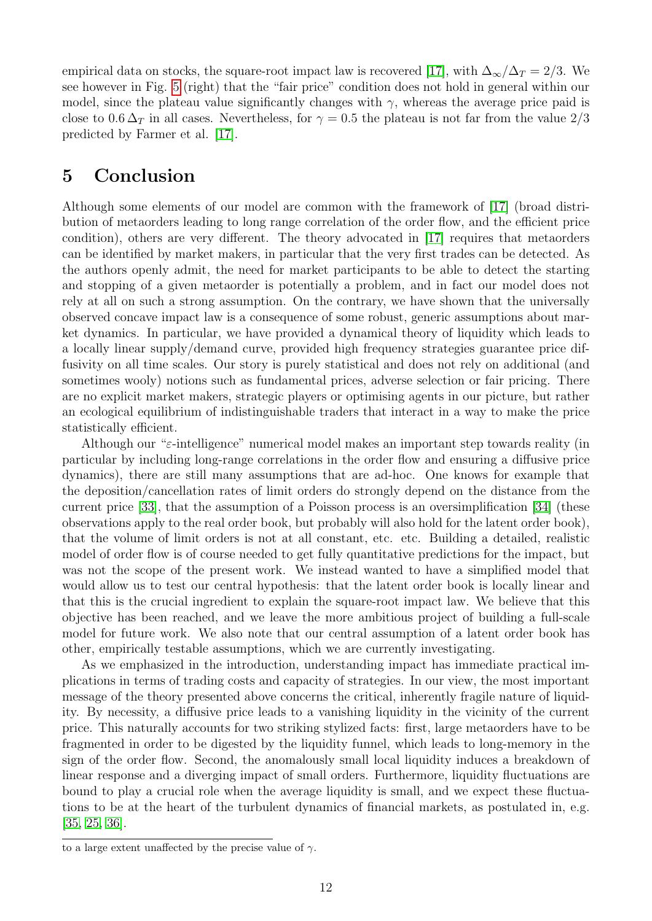empirical data on stocks, the square-root impact law is recovered [17], with $\Delta_\infty/\Delta_T = 2/3$. We see however in Fig. 5 (right) that the "fair price" condition does not hold in general within our model, since the plateau value significantly changes with $\gamma$, whereas the average price paid is close to $0.6\,\Delta_T$ in all cases. Nevertheless, for $\gamma = 0.5$ the plateau is not far from the value $2/3$ predicted by Farmer et al. [17].

# 5 Conclusion

Although some elements of our model are common with the framework of [17] (broad distribution of metaorders leading to long range correlation of the order flow, and the efficient price condition), others are very different. The theory advocated in [17] requires that metaorders can be identified by market makers, in particular that the very first trades can be detected. As the authors openly admit, the need for market participants to be able to detect the starting and stopping of a given metaorder is potentially a problem, and in fact our model does not rely at all on such a strong assumption. On the contrary, we have shown that the universally observed concave impact law is a consequence of some robust, generic assumptions about market dynamics. In particular, we have provided a dynamical theory of liquidity which leads to a locally linear supply/demand curve, provided high frequency strategies guarantee price diffusivity on all time scales. Our story is purely statistical and does not rely on additional (and sometimes wooly) notions such as fundamental prices, adverse selection or fair pricing. There are no explicit market makers, strategic players or optimising agents in our picture, but rather an ecological equilibrium of indistinguishable traders that interact in a way to make the price statistically efficient.

Although our "$\varepsilon$-intelligence" numerical model makes an important step towards reality (in particular by including long-range correlations in the order flow and ensuring a diffusive price dynamics), there are still many assumptions that are ad-hoc. One knows for example that the deposition/cancellation rates of limit orders do strongly depend on the distance from the current price [33], that the assumption of a Poisson process is an oversimplification [34] (these observations apply to the real order book, but probably will also hold for the latent order book), that the volume of limit orders is not at all constant, etc. etc. Building a detailed, realistic model of order flow is of course needed to get fully quantitative predictions for the impact, but was not the scope of the present work. We instead wanted to have a simplified model that would allow us to test our central hypothesis: that the latent order book is locally linear and that this is the crucial ingredient to explain the square-root impact law. We believe that this objective has been reached, and we leave the more ambitious project of building a full-scale model for future work. We also note that our central assumption of a latent order book has other, empirically testable assumptions, which we are currently investigating.

As we emphasized in the introduction, understanding impact has immediate practical implications in terms of trading costs and capacity of strategies. In our view, the most important message of the theory presented above concerns the critical, inherently fragile nature of liquidity. By necessity, a diffusive price leads to a vanishing liquidity in the vicinity of the current price. This naturally accounts for two striking stylized facts: first, large metaorders have to be fragmented in order to be digested by the liquidity funnel, which leads to long-memory in the sign of the order flow. Second, the anomalously small local liquidity induces a breakdown of linear response and a diverging impact of small orders. Furthermore, liquidity fluctuations are bound to play a crucial role when the average liquidity is small, and we expect these fluctuations to be at the heart of the turbulent dynamics of financial markets, as postulated in, e.g. [35, 25, 36].

to a large extent unaffected by the precise value of $\gamma$.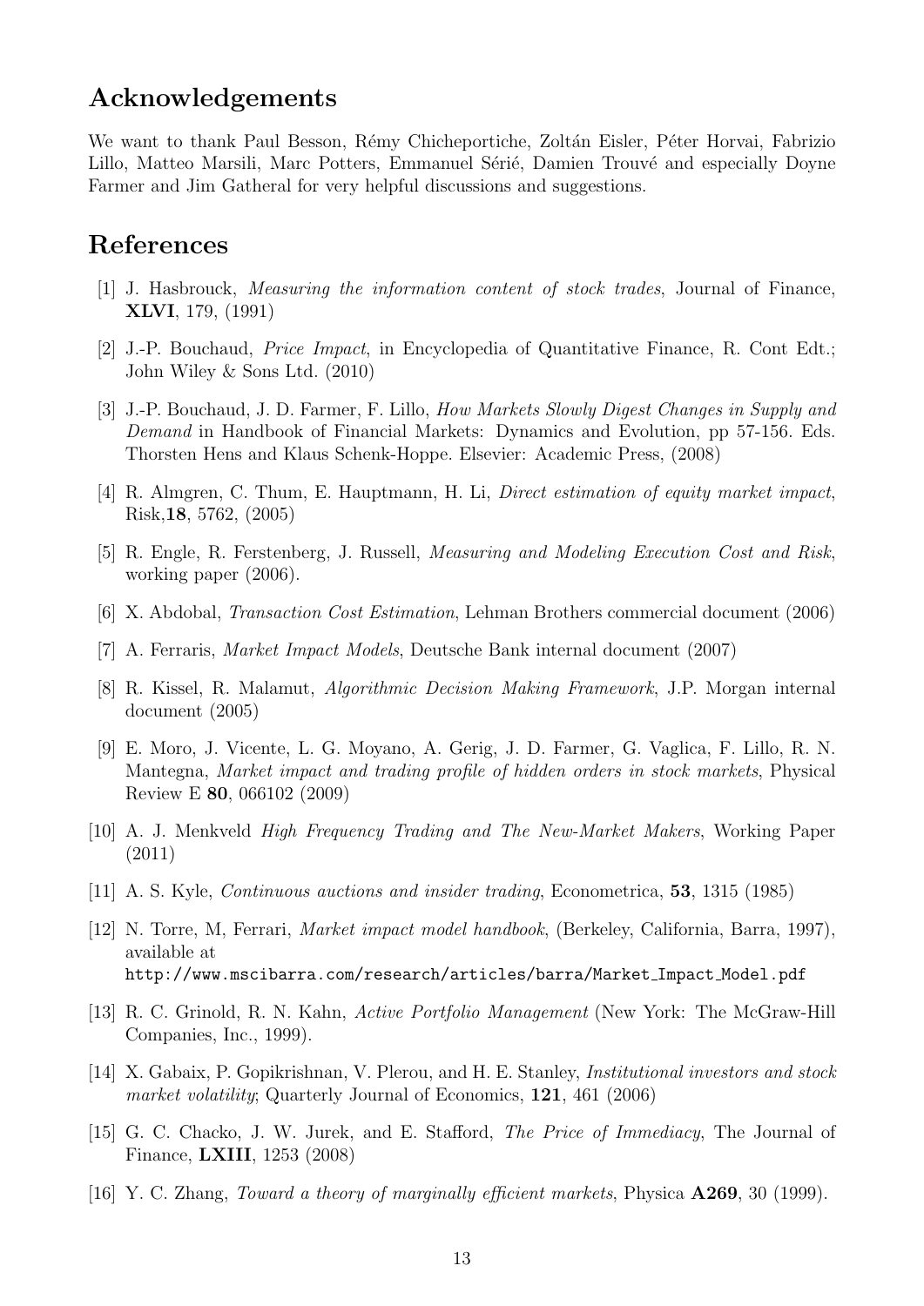## Acknowledgements

We want to thank Paul Besson, Rémy Chicheportiche, Zoltán Eisler, Péter Horvai, Fabrizio Lillo, Matteo Marsili, Marc Potters, Emmanuel Sérié, Damien Trouvé and especially Doyne Farmer and Jim Gatheral for very helpful discussions and suggestions.

## References

[1] J. Hasbrouck, *Measuring the information content of stock trades*, Journal of Finance, **XLVI**, 179, (1991)

[2] J.-P. Bouchaud, *Price Impact*, in Encyclopedia of Quantitative Finance, R. Cont Edt.; John Wiley & Sons Ltd. (2010)

[3] J.-P. Bouchaud, J. D. Farmer, F. Lillo, *How Markets Slowly Digest Changes in Supply and Demand* in Handbook of Financial Markets: Dynamics and Evolution, pp 57-156. Eds. Thorsten Hens and Klaus Schenk-Hoppe. Elsevier: Academic Press, (2008)

[4] R. Almgren, C. Thum, E. Hauptmann, H. Li, *Direct estimation of equity market impact*, Risk,**18**, 5762, (2005)

[5] R. Engle, R. Ferstenberg, J. Russell, *Measuring and Modeling Execution Cost and Risk*, working paper (2006).

[6] X. Abdobal, *Transaction Cost Estimation*, Lehman Brothers commercial document (2006)

[7] A. Ferraris, *Market Impact Models*, Deutsche Bank internal document (2007)

[8] R. Kissel, R. Malamut, *Algorithmic Decision Making Framework*, J.P. Morgan internal document (2005)

[9] E. Moro, J. Vicente, L. G. Moyano, A. Gerig, J. D. Farmer, G. Vaglica, F. Lillo, R. N. Mantegna, *Market impact and trading profile of hidden orders in stock markets*, Physical Review E **80**, 066102 (2009)

[10] A. J. Menkveld *High Frequency Trading and The New-Market Makers*, Working Paper (2011)

[11] A. S. Kyle, *Continuous auctions and insider trading*, Econometrica, **53**, 1315 (1985)

[12] N. Torre, M, Ferrari, *Market impact model handbook*, (Berkeley, California, Barra, 1997), available at http://www.mscibarra.com/research/articles/barra/Market_Impact_Model.pdf

[13] R. C. Grinold, R. N. Kahn, *Active Portfolio Management* (New York: The McGraw-Hill Companies, Inc., 1999).

[14] X. Gabaix, P. Gopikrishnan, V. Plerou, and H. E. Stanley, *Institutional investors and stock market volatility*; Quarterly Journal of Economics, **121**, 461 (2006)

[15] G. C. Chacko, J. W. Jurek, and E. Stafford, *The Price of Immediacy*, The Journal of Finance, **LXIII**, 1253 (2008)

[16] Y. C. Zhang, *Toward a theory of marginally efficient markets*, Physica **A269**, 30 (1999).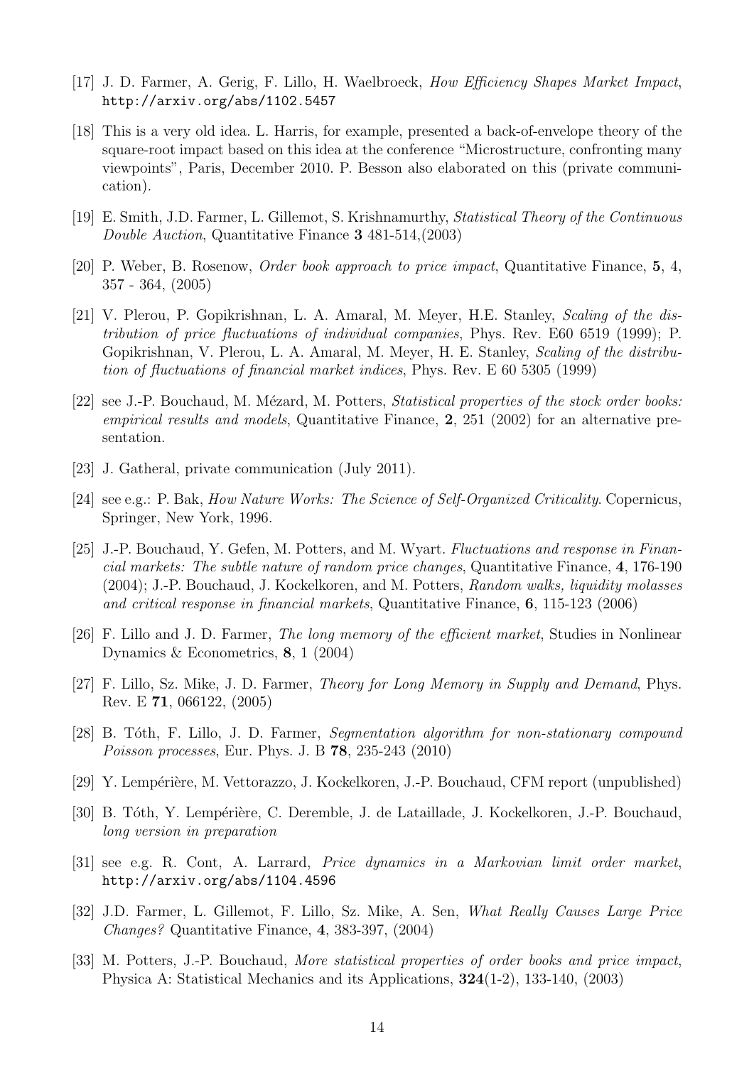[17] J. D. Farmer, A. Gerig, F. Lillo, H. Waelbroeck, *How Efficiency Shapes Market Impact*, `http://arxiv.org/abs/1102.5457`

[18] This is a very old idea. L. Harris, for example, presented a back-of-envelope theory of the square-root impact based on this idea at the conference "Microstructure, confronting many viewpoints", Paris, December 2010. P. Besson also elaborated on this (private communication).

[19] E. Smith, J.D. Farmer, L. Gillemot, S. Krishnamurthy, *Statistical Theory of the Continuous Double Auction*, Quantitative Finance **3** 481-514,(2003)

[20] P. Weber, B. Rosenow, *Order book approach to price impact*, Quantitative Finance, **5**, 4, 357 - 364, (2005)

[21] V. Plerou, P. Gopikrishnan, L. A. Amaral, M. Meyer, H.E. Stanley, *Scaling of the distribution of price fluctuations of individual companies*, Phys. Rev. E60 6519 (1999); P. Gopikrishnan, V. Plerou, L. A. Amaral, M. Meyer, H. E. Stanley, *Scaling of the distribution of fluctuations of financial market indices*, Phys. Rev. E 60 5305 (1999)

[22] see J.-P. Bouchaud, M. Mézard, M. Potters, *Statistical properties of the stock order books: empirical results and models*, Quantitative Finance, **2**, 251 (2002) for an alternative presentation.

[23] J. Gatheral, private communication (July 2011).

[24] see e.g.: P. Bak, *How Nature Works: The Science of Self-Organized Criticality*. Copernicus, Springer, New York, 1996.

[25] J.-P. Bouchaud, Y. Gefen, M. Potters, and M. Wyart. *Fluctuations and response in Financial markets: The subtle nature of random price changes*, Quantitative Finance, **4**, 176-190 (2004); J.-P. Bouchaud, J. Kockelkoren, and M. Potters, *Random walks, liquidity molasses and critical response in financial markets*, Quantitative Finance, **6**, 115-123 (2006)

[26] F. Lillo and J. D. Farmer, *The long memory of the efficient market*, Studies in Nonlinear Dynamics & Econometrics, **8**, 1 (2004)

[27] F. Lillo, Sz. Mike, J. D. Farmer, *Theory for Long Memory in Supply and Demand*, Phys. Rev. E **71**, 066122, (2005)

[28] B. Tóth, F. Lillo, J. D. Farmer, *Segmentation algorithm for non-stationary compound Poisson processes*, Eur. Phys. J. B **78**, 235-243 (2010)

[29] Y. Lempérière, M. Vettorazzo, J. Kockelkoren, J.-P. Bouchaud, CFM report (unpublished)

[30] B. Tóth, Y. Lempérière, C. Deremble, J. de Lataillade, J. Kockelkoren, J.-P. Bouchaud, *long version in preparation*

[31] see e.g. R. Cont, A. Larrard, *Price dynamics in a Markovian limit order market*, `http://arxiv.org/abs/1104.4596`

[32] J.D. Farmer, L. Gillemot, F. Lillo, Sz. Mike, A. Sen, *What Really Causes Large Price Changes?* Quantitative Finance, **4**, 383-397, (2004)

[33] M. Potters, J.-P. Bouchaud, *More statistical properties of order books and price impact*, Physica A: Statistical Mechanics and its Applications, **324**(1-2), 133-140, (2003)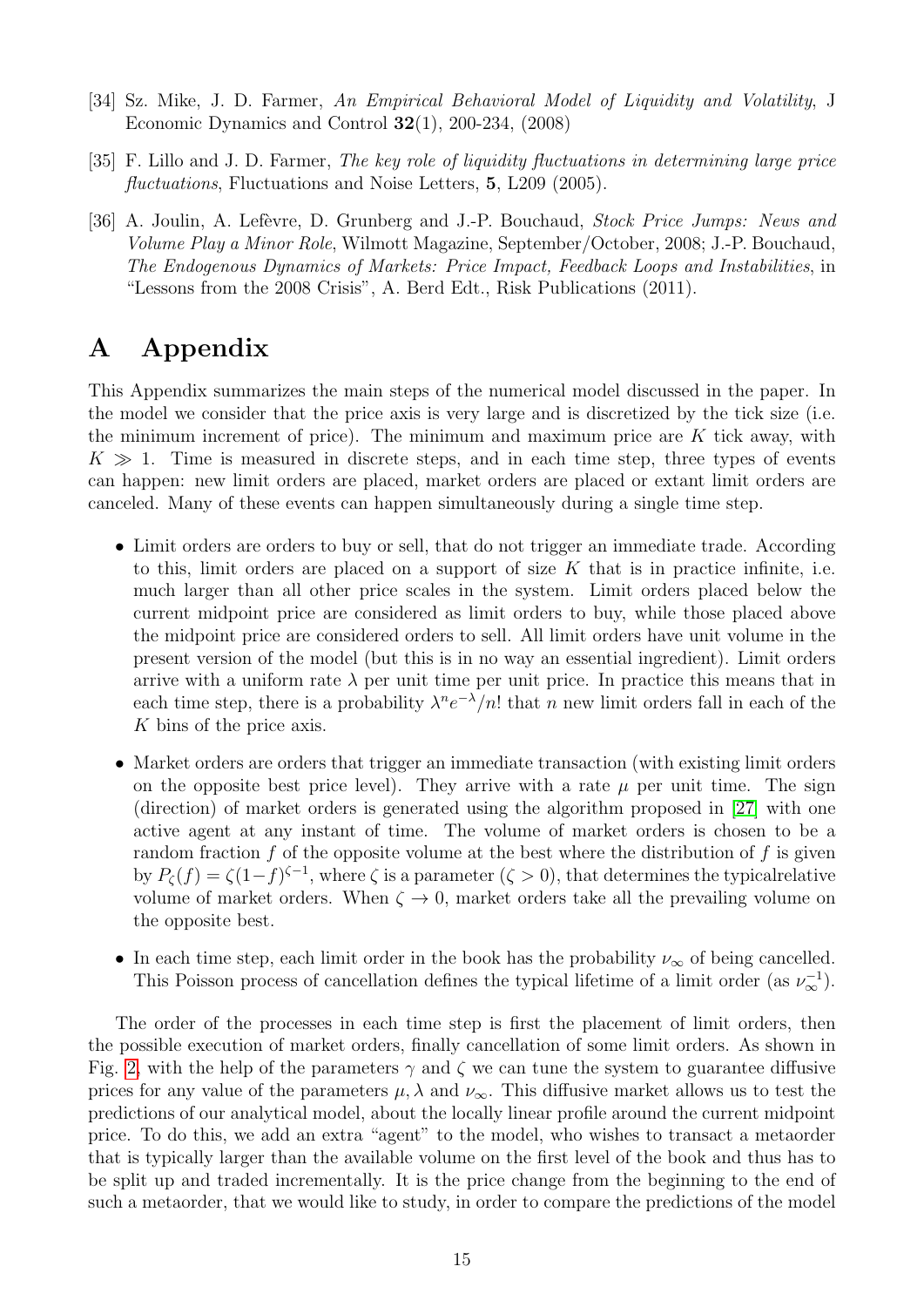[34] Sz. Mike, J. D. Farmer, *An Empirical Behavioral Model of Liquidity and Volatility*, J Economic Dynamics and Control **32**(1), 200-234, (2008)

[35] F. Lillo and J. D. Farmer, *The key role of liquidity fluctuations in determining large price fluctuations*, Fluctuations and Noise Letters, **5**, L209 (2005).

[36] A. Joulin, A. Lefèvre, D. Grunberg and J.-P. Bouchaud, *Stock Price Jumps: News and Volume Play a Minor Role*, Wilmott Magazine, September/October, 2008; J.-P. Bouchaud, *The Endogenous Dynamics of Markets: Price Impact, Feedback Loops and Instabilities*, in "Lessons from the 2008 Crisis", A. Berd Edt., Risk Publications (2011).

# A Appendix

This Appendix summarizes the main steps of the numerical model discussed in the paper. In the model we consider that the price axis is very large and is discretized by the tick size (i.e. the minimum increment of price). The minimum and maximum price are $K$ tick away, with $K \gg 1$. Time is measured in discrete steps, and in each time step, three types of events can happen: new limit orders are placed, market orders are placed or extant limit orders are canceled. Many of these events can happen simultaneously during a single time step.

- Limit orders are orders to buy or sell, that do not trigger an immediate trade. According to this, limit orders are placed on a support of size $K$ that is in practice infinite, i.e. much larger than all other price scales in the system. Limit orders placed below the current midpoint price are considered as limit orders to buy, while those placed above the midpoint price are considered orders to sell. All limit orders have unit volume in the present version of the model (but this is in no way an essential ingredient). Limit orders arrive with a uniform rate $\lambda$ per unit time per unit price. In practice this means that in each time step, there is a probability $\lambda^n e^{-\lambda}/n!$ that $n$ new limit orders fall in each of the $K$ bins of the price axis.

- Market orders are orders that trigger an immediate transaction (with existing limit orders on the opposite best price level). They arrive with a rate $\mu$ per unit time. The sign (direction) of market orders is generated using the algorithm proposed in [27] with one active agent at any instant of time. The volume of market orders is chosen to be a random fraction $f$ of the opposite volume at the best where the distribution of $f$ is given by $P_\zeta(f) = \zeta(1-f)^{\zeta-1}$, where $\zeta$ is a parameter ($\zeta > 0$), that determines the typicalrelative volume of market orders. When $\zeta \to 0$, market orders take all the prevailing volume on the opposite best.

- In each time step, each limit order in the book has the probability $\nu_\infty$ of being cancelled. This Poisson process of cancellation defines the typical lifetime of a limit order (as $\nu_\infty^{-1}$).

The order of the processes in each time step is first the placement of limit orders, then the possible execution of market orders, finally cancellation of some limit orders. As shown in Fig. 2, with the help of the parameters $\gamma$ and $\zeta$ we can tune the system to guarantee diffusive prices for any value of the parameters $\mu, \lambda$ and $\nu_\infty$. This diffusive market allows us to test the predictions of our analytical model, about the locally linear profile around the current midpoint price. To do this, we add an extra "agent" to the model, who wishes to transact a metaorder that is typically larger than the available volume on the first level of the book and thus has to be split up and traded incrementally. It is the price change from the beginning to the end of such a metaorder, that we would like to study, in order to compare the predictions of the model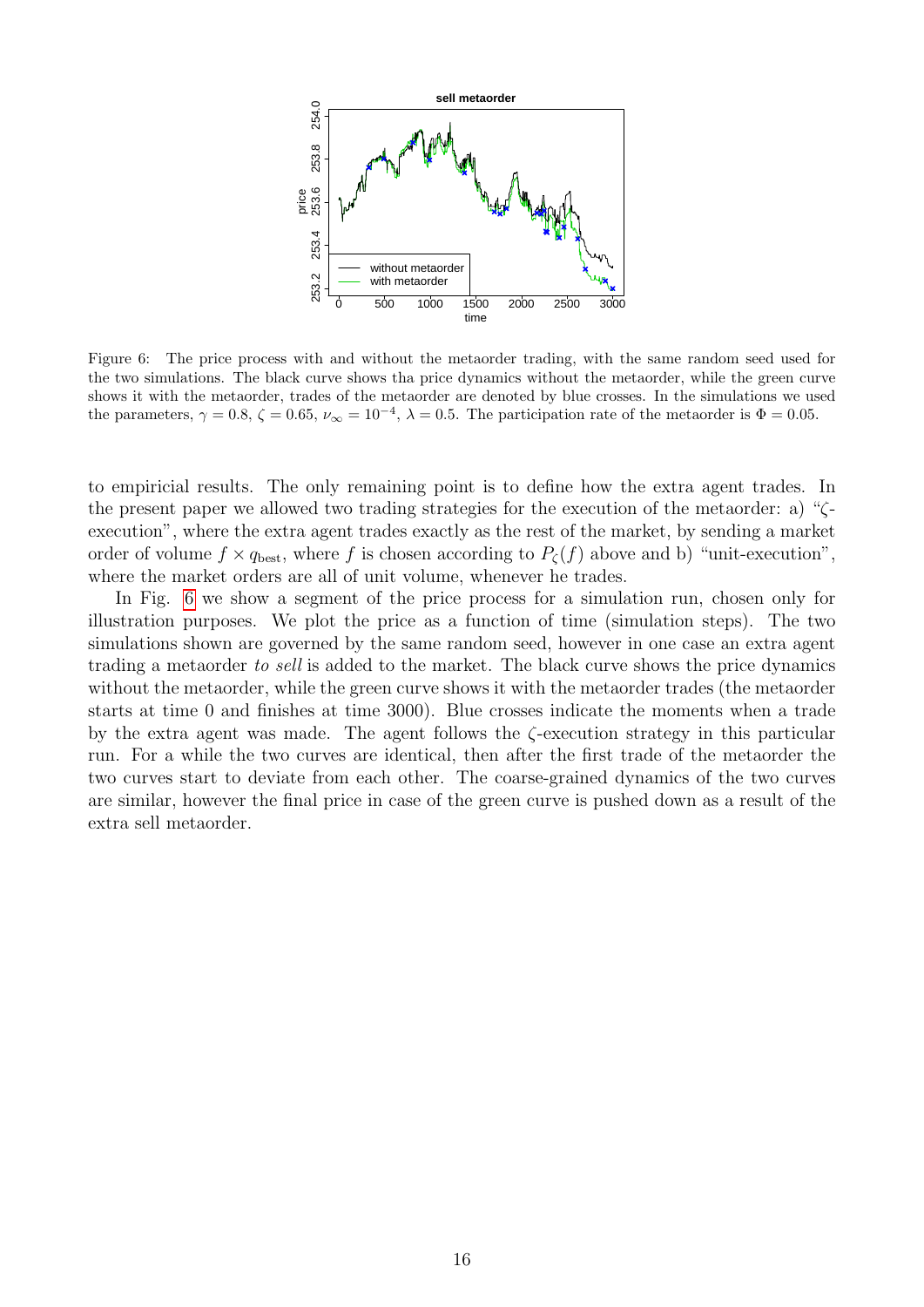sell metaorder

price

254.0
253.8
253.6
253.4
253.2

0 500 1000 1500 2000 2500 3000

time

without metaorder
with metaorder

Figure 6: The price process with and without the metaorder trading, with the same random seed used for the two simulations. The black curve shows tha price dynamics without the metaorder, while the green curve shows it with the metaorder, trades of the metaorder are denoted by blue crosses. In the simulations we used the parameters, $\gamma = 0.8$, $\zeta = 0.65$, $\nu_\infty = 10^{-4}$, $\lambda = 0.5$. The participation rate of the metaorder is $\Phi = 0.05$.

to empiricial results. The only remaining point is to define how the extra agent trades. In the present paper we allowed two trading strategies for the execution of the metaorder: a) "$\zeta$-execution", where the extra agent trades exactly as the rest of the market, by sending a market order of volume $f \times q_{\text{best}}$, where $f$ is chosen according to $P_\zeta(f)$ above and b) "unit-execution", where the market orders are all of unit volume, whenever he trades.

In Fig. 6 we show a segment of the price process for a simulation run, chosen only for illustration purposes. We plot the price as a function of time (simulation steps). The two simulations shown are governed by the same random seed, however in one case an extra agent trading a metaorder *to sell* is added to the market. The black curve shows the price dynamics without the metaorder, while the green curve shows it with the metaorder trades (the metaorder starts at time 0 and finishes at time 3000). Blue crosses indicate the moments when a trade by the extra agent was made. The agent follows the $\zeta$-execution strategy in this particular run. For a while the two curves are identical, then after the first trade of the metaorder the two curves start to deviate from each other. The coarse-grained dynamics of the two curves are similar, however the final price in case of the green curve is pushed down as a result of the extra sell metaorder.